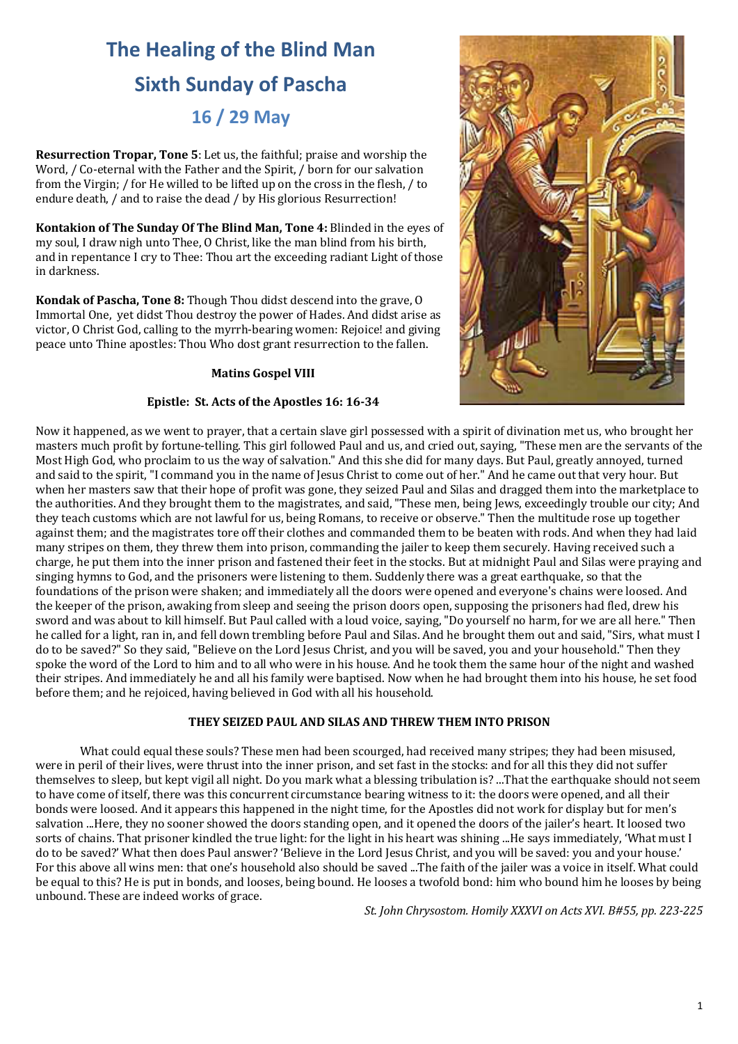# The Healing of the Blind Man
# Sixth Sunday of Pascha
## 16 / 29 May

**Resurrection Tropar, Tone 5**: Let us, the faithful; praise and worship the Word, / Co-eternal with the Father and the Spirit, / born for our salvation from the Virgin; / for He willed to be lifted up on the cross in the flesh, / to endure death, / and to raise the dead / by His glorious Resurrection!

**Kontakion of The Sunday Of The Blind Man, Tone 4:** Blinded in the eyes of my soul, I draw nigh unto Thee, O Christ, like the man blind from his birth, and in repentance I cry to Thee: Thou art the exceeding radiant Light of those in darkness.

**Kondak of Pascha, Tone 8:** Though Thou didst descend into the grave, O Immortal One, yet didst Thou destroy the power of Hades. And didst arise as victor, O Christ God, calling to the myrrh-bearing women: Rejoice! and giving peace unto Thine apostles: Thou Who dost grant resurrection to the fallen.

**Matins Gospel VIII**

**Epistle: St. Acts of the Apostles 16: 16-34**

Now it happened, as we went to prayer, that a certain slave girl possessed with a spirit of divination met us, who brought her masters much profit by fortune-telling. This girl followed Paul and us, and cried out, saying, "These men are the servants of the Most High God, who proclaim to us the way of salvation." And this she did for many days. But Paul, greatly annoyed, turned and said to the spirit, "I command you in the name of Jesus Christ to come out of her." And he came out that very hour. But when her masters saw that their hope of profit was gone, they seized Paul and Silas and dragged them into the marketplace to the authorities. And they brought them to the magistrates, and said, "These men, being Jews, exceedingly trouble our city; And they teach customs which are not lawful for us, being Romans, to receive or observe." Then the multitude rose up together against them; and the magistrates tore off their clothes and commanded them to be beaten with rods. And when they had laid many stripes on them, they threw them into prison, commanding the jailer to keep them securely. Having received such a charge, he put them into the inner prison and fastened their feet in the stocks. But at midnight Paul and Silas were praying and singing hymns to God, and the prisoners were listening to them. Suddenly there was a great earthquake, so that the foundations of the prison were shaken; and immediately all the doors were opened and everyone's chains were loosed. And the keeper of the prison, awaking from sleep and seeing the prison doors open, supposing the prisoners had fled, drew his sword and was about to kill himself. But Paul called with a loud voice, saying, "Do yourself no harm, for we are all here." Then he called for a light, ran in, and fell down trembling before Paul and Silas. And he brought them out and said, "Sirs, what must I do to be saved?" So they said, "Believe on the Lord Jesus Christ, and you will be saved, you and your household." Then they spoke the word of the Lord to him and to all who were in his house. And he took them the same hour of the night and washed their stripes. And immediately he and all his family were baptised. Now when he had brought them into his house, he set food before them; and he rejoiced, having believed in God with all his household.

**THEY SEIZED PAUL AND SILAS AND THREW THEM INTO PRISON**

What could equal these souls? These men had been scourged, had received many stripes; they had been misused, were in peril of their lives, were thrust into the inner prison, and set fast in the stocks: and for all this they did not suffer themselves to sleep, but kept vigil all night. Do you mark what a blessing tribulation is? ...That the earthquake should not seem to have come of itself, there was this concurrent circumstance bearing witness to it: the doors were opened, and all their bonds were loosed. And it appears this happened in the night time, for the Apostles did not work for display but for men's salvation ...Here, they no sooner showed the doors standing open, and it opened the doors of the jailer's heart. It loosed two sorts of chains. That prisoner kindled the true light: for the light in his heart was shining ...He says immediately, 'What must I do to be saved?' What then does Paul answer? 'Believe in the Lord Jesus Christ, and you will be saved: you and your house.' For this above all wins men: that one's household also should be saved ...The faith of the jailer was a voice in itself. What could be equal to this? He is put in bonds, and looses, being bound. He looses a twofold bond: him who bound him he looses by being unbound. These are indeed works of grace.

*St. John Chrysostom. Homily XXXVI on Acts XVI. B#55, pp. 223-225*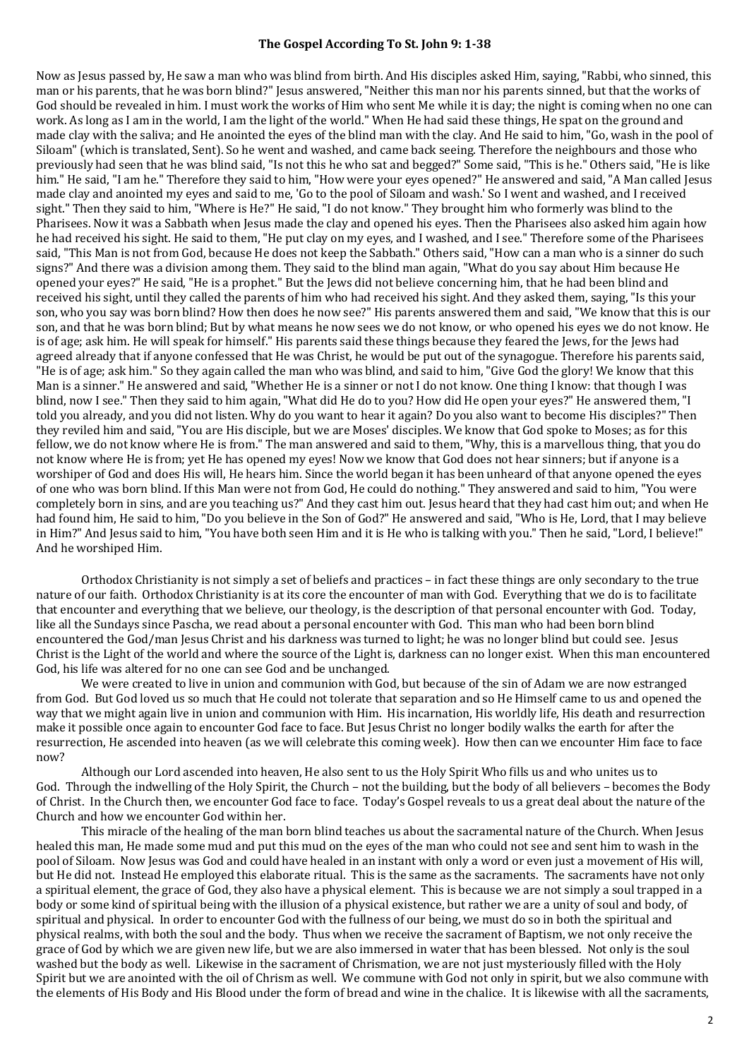**The Gospel According To St. John 9: 1-38**

Now as Jesus passed by, He saw a man who was blind from birth. And His disciples asked Him, saying, "Rabbi, who sinned, this man or his parents, that he was born blind?" Jesus answered, "Neither this man nor his parents sinned, but that the works of God should be revealed in him. I must work the works of Him who sent Me while it is day; the night is coming when no one can work. As long as I am in the world, I am the light of the world." When He had said these things, He spat on the ground and made clay with the saliva; and He anointed the eyes of the blind man with the clay. And He said to him, "Go, wash in the pool of Siloam" (which is translated, Sent). So he went and washed, and came back seeing. Therefore the neighbours and those who previously had seen that he was blind said, "Is not this he who sat and begged?" Some said, "This is he." Others said, "He is like him." He said, "I am he." Therefore they said to him, "How were your eyes opened?" He answered and said, "A Man called Jesus made clay and anointed my eyes and said to me, 'Go to the pool of Siloam and wash.' So I went and washed, and I received sight." Then they said to him, "Where is He?" He said, "I do not know." They brought him who formerly was blind to the Pharisees. Now it was a Sabbath when Jesus made the clay and opened his eyes. Then the Pharisees also asked him again how he had received his sight. He said to them, "He put clay on my eyes, and I washed, and I see." Therefore some of the Pharisees said, "This Man is not from God, because He does not keep the Sabbath." Others said, "How can a man who is a sinner do such signs?" And there was a division among them. They said to the blind man again, "What do you say about Him because He opened your eyes?" He said, "He is a prophet." But the Jews did not believe concerning him, that he had been blind and received his sight, until they called the parents of him who had received his sight. And they asked them, saying, "Is this your son, who you say was born blind? How then does he now see?" His parents answered them and said, "We know that this is our son, and that he was born blind; But by what means he now sees we do not know, or who opened his eyes we do not know. He is of age; ask him. He will speak for himself." His parents said these things because they feared the Jews, for the Jews had agreed already that if anyone confessed that He was Christ, he would be put out of the synagogue. Therefore his parents said, "He is of age; ask him." So they again called the man who was blind, and said to him, "Give God the glory! We know that this Man is a sinner." He answered and said, "Whether He is a sinner or not I do not know. One thing I know: that though I was blind, now I see." Then they said to him again, "What did He do to you? How did He open your eyes?" He answered them, "I told you already, and you did not listen. Why do you want to hear it again? Do you also want to become His disciples?" Then they reviled him and said, "You are His disciple, but we are Moses' disciples. We know that God spoke to Moses; as for this fellow, we do not know where He is from." The man answered and said to them, "Why, this is a marvellous thing, that you do not know where He is from; yet He has opened my eyes! Now we know that God does not hear sinners; but if anyone is a worshiper of God and does His will, He hears him. Since the world began it has been unheard of that anyone opened the eyes of one who was born blind. If this Man were not from God, He could do nothing." They answered and said to him, "You were completely born in sins, and are you teaching us?" And they cast him out. Jesus heard that they had cast him out; and when He had found him, He said to him, "Do you believe in the Son of God?" He answered and said, "Who is He, Lord, that I may believe in Him?" And Jesus said to him, "You have both seen Him and it is He who is talking with you." Then he said, "Lord, I believe!" And he worshiped Him.

Orthodox Christianity is not simply a set of beliefs and practices – in fact these things are only secondary to the true nature of our faith. Orthodox Christianity is at its core the encounter of man with God. Everything that we do is to facilitate that encounter and everything that we believe, our theology, is the description of that personal encounter with God. Today, like all the Sundays since Pascha, we read about a personal encounter with God. This man who had been born blind encountered the God/man Jesus Christ and his darkness was turned to light; he was no longer blind but could see. Jesus Christ is the Light of the world and where the source of the Light is, darkness can no longer exist. When this man encountered God, his life was altered for no one can see God and be unchanged.

We were created to live in union and communion with God, but because of the sin of Adam we are now estranged from God. But God loved us so much that He could not tolerate that separation and so He Himself came to us and opened the way that we might again live in union and communion with Him. His incarnation, His worldly life, His death and resurrection make it possible once again to encounter God face to face. But Jesus Christ no longer bodily walks the earth for after the resurrection, He ascended into heaven (as we will celebrate this coming week). How then can we encounter Him face to face now?

Although our Lord ascended into heaven, He also sent to us the Holy Spirit Who fills us and who unites us to God. Through the indwelling of the Holy Spirit, the Church – not the building, but the body of all believers – becomes the Body of Christ. In the Church then, we encounter God face to face. Today's Gospel reveals to us a great deal about the nature of the Church and how we encounter God within her.

This miracle of the healing of the man born blind teaches us about the sacramental nature of the Church. When Jesus healed this man, He made some mud and put this mud on the eyes of the man who could not see and sent him to wash in the pool of Siloam. Now Jesus was God and could have healed in an instant with only a word or even just a movement of His will, but He did not. Instead He employed this elaborate ritual. This is the same as the sacraments. The sacraments have not only a spiritual element, the grace of God, they also have a physical element. This is because we are not simply a soul trapped in a body or some kind of spiritual being with the illusion of a physical existence, but rather we are a unity of soul and body, of spiritual and physical. In order to encounter God with the fullness of our being, we must do so in both the spiritual and physical realms, with both the soul and the body. Thus when we receive the sacrament of Baptism, we not only receive the grace of God by which we are given new life, but we are also immersed in water that has been blessed. Not only is the soul washed but the body as well. Likewise in the sacrament of Chrismation, we are not just mysteriously filled with the Holy Spirit but we are anointed with the oil of Chrism as well. We commune with God not only in spirit, but we also commune with the elements of His Body and His Blood under the form of bread and wine in the chalice. It is likewise with all the sacraments,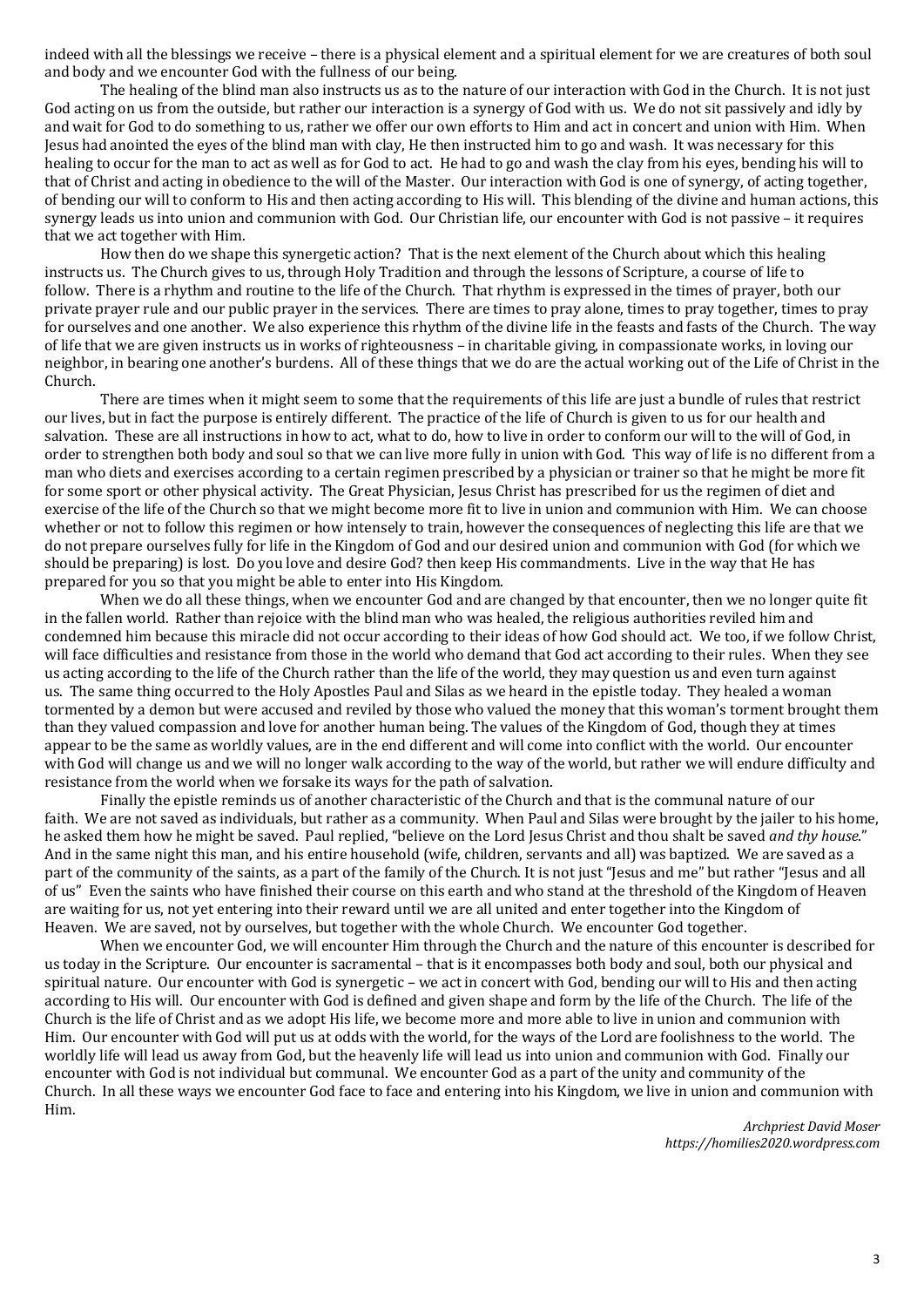indeed with all the blessings we receive – there is a physical element and a spiritual element for we are creatures of both soul and body and we encounter God with the fullness of our being.

The healing of the blind man also instructs us as to the nature of our interaction with God in the Church. It is not just God acting on us from the outside, but rather our interaction is a synergy of God with us. We do not sit passively and idly by and wait for God to do something to us, rather we offer our own efforts to Him and act in concert and union with Him. When Jesus had anointed the eyes of the blind man with clay, He then instructed him to go and wash. It was necessary for this healing to occur for the man to act as well as for God to act. He had to go and wash the clay from his eyes, bending his will to that of Christ and acting in obedience to the will of the Master. Our interaction with God is one of synergy, of acting together, of bending our will to conform to His and then acting according to His will. This blending of the divine and human actions, this synergy leads us into union and communion with God. Our Christian life, our encounter with God is not passive – it requires that we act together with Him.

How then do we shape this synergetic action? That is the next element of the Church about which this healing instructs us. The Church gives to us, through Holy Tradition and through the lessons of Scripture, a course of life to follow. There is a rhythm and routine to the life of the Church. That rhythm is expressed in the times of prayer, both our private prayer rule and our public prayer in the services. There are times to pray alone, times to pray together, times to pray for ourselves and one another. We also experience this rhythm of the divine life in the feasts and fasts of the Church. The way of life that we are given instructs us in works of righteousness – in charitable giving, in compassionate works, in loving our neighbor, in bearing one another's burdens. All of these things that we do are the actual working out of the Life of Christ in the Church.

There are times when it might seem to some that the requirements of this life are just a bundle of rules that restrict our lives, but in fact the purpose is entirely different. The practice of the life of Church is given to us for our health and salvation. These are all instructions in how to act, what to do, how to live in order to conform our will to the will of God, in order to strengthen both body and soul so that we can live more fully in union with God. This way of life is no different from a man who diets and exercises according to a certain regimen prescribed by a physician or trainer so that he might be more fit for some sport or other physical activity. The Great Physician, Jesus Christ has prescribed for us the regimen of diet and exercise of the life of the Church so that we might become more fit to live in union and communion with Him. We can choose whether or not to follow this regimen or how intensely to train, however the consequences of neglecting this life are that we do not prepare ourselves fully for life in the Kingdom of God and our desired union and communion with God (for which we should be preparing) is lost. Do you love and desire God? then keep His commandments. Live in the way that He has prepared for you so that you might be able to enter into His Kingdom.

When we do all these things, when we encounter God and are changed by that encounter, then we no longer quite fit in the fallen world. Rather than rejoice with the blind man who was healed, the religious authorities reviled him and condemned him because this miracle did not occur according to their ideas of how God should act. We too, if we follow Christ, will face difficulties and resistance from those in the world who demand that God act according to their rules. When they see us acting according to the life of the Church rather than the life of the world, they may question us and even turn against us. The same thing occurred to the Holy Apostles Paul and Silas as we heard in the epistle today. They healed a woman tormented by a demon but were accused and reviled by those who valued the money that this woman's torment brought them than they valued compassion and love for another human being. The values of the Kingdom of God, though they at times appear to be the same as worldly values, are in the end different and will come into conflict with the world. Our encounter with God will change us and we will no longer walk according to the way of the world, but rather we will endure difficulty and resistance from the world when we forsake its ways for the path of salvation.

Finally the epistle reminds us of another characteristic of the Church and that is the communal nature of our faith. We are not saved as individuals, but rather as a community. When Paul and Silas were brought by the jailer to his home, he asked them how he might be saved. Paul replied, "believe on the Lord Jesus Christ and thou shalt be saved *and thy house*." And in the same night this man, and his entire household (wife, children, servants and all) was baptized. We are saved as a part of the community of the saints, as a part of the family of the Church. It is not just "Jesus and me" but rather "Jesus and all of us" Even the saints who have finished their course on this earth and who stand at the threshold of the Kingdom of Heaven are waiting for us, not yet entering into their reward until we are all united and enter together into the Kingdom of Heaven. We are saved, not by ourselves, but together with the whole Church. We encounter God together.

When we encounter God, we will encounter Him through the Church and the nature of this encounter is described for us today in the Scripture. Our encounter is sacramental – that is it encompasses both body and soul, both our physical and spiritual nature. Our encounter with God is synergetic – we act in concert with God, bending our will to His and then acting according to His will. Our encounter with God is defined and given shape and form by the life of the Church. The life of the Church is the life of Christ and as we adopt His life, we become more and more able to live in union and communion with Him. Our encounter with God will put us at odds with the world, for the ways of the Lord are foolishness to the world. The worldly life will lead us away from God, but the heavenly life will lead us into union and communion with God. Finally our encounter with God is not individual but communal. We encounter God as a part of the unity and community of the Church. In all these ways we encounter God face to face and entering into his Kingdom, we live in union and communion with Him.

*Archpriest David Moser*
*https://homilies2020.wordpress.com*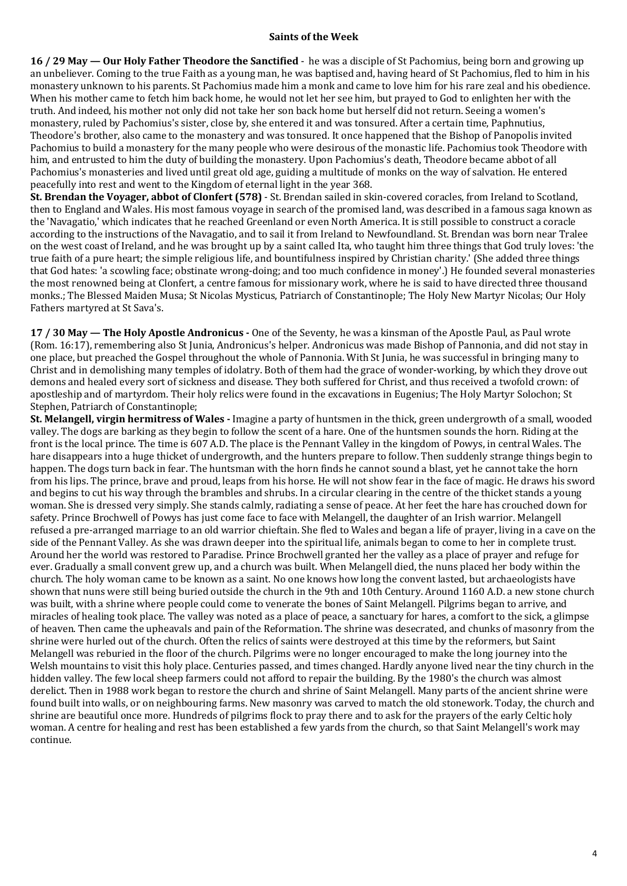## Saints of the Week

**16 / 29 May — Our Holy Father Theodore the Sanctified** - he was a disciple of St Pachomius, being born and growing up an unbeliever. Coming to the true Faith as a young man, he was baptised and, having heard of St Pachomius, fled to him in his monastery unknown to his parents. St Pachomius made him a monk and came to love him for his rare zeal and his obedience. When his mother came to fetch him back home, he would not let her see him, but prayed to God to enlighten her with the truth. And indeed, his mother not only did not take her son back home but herself did not return. Seeing a women's monastery, ruled by Pachomius's sister, close by, she entered it and was tonsured. After a certain time, Paphnutius, Theodore's brother, also came to the monastery and was tonsured. It once happened that the Bishop of Panopolis invited Pachomius to build a monastery for the many people who were desirous of the monastic life. Pachomius took Theodore with him, and entrusted to him the duty of building the monastery. Upon Pachomius's death, Theodore became abbot of all Pachomius's monasteries and lived until great old age, guiding a multitude of monks on the way of salvation. He entered peacefully into rest and went to the Kingdom of eternal light in the year 368.

**St. Brendan the Voyager, abbot of Clonfert (578)** - St. Brendan sailed in skin-covered coracles, from Ireland to Scotland, then to England and Wales. His most famous voyage in search of the promised land, was described in a famous saga known as the 'Navagatio,' which indicates that he reached Greenland or even North America. It is still possible to construct a coracle according to the instructions of the Navagatio, and to sail it from Ireland to Newfoundland. St. Brendan was born near Tralee on the west coast of Ireland, and he was brought up by a saint called Ita, who taught him three things that God truly loves: 'the true faith of a pure heart; the simple religious life, and bountifulness inspired by Christian charity.' (She added three things that God hates: 'a scowling face; obstinate wrong-doing; and too much confidence in money'.) He founded several monasteries the most renowned being at Clonfert, a centre famous for missionary work, where he is said to have directed three thousand monks.; The Blessed Maiden Musa; St Nicolas Mysticus, Patriarch of Constantinople; The Holy New Martyr Nicolas; Our Holy Fathers martyred at St Sava's.

**17 / 30 May — The Holy Apostle Andronicus -** One of the Seventy, he was a kinsman of the Apostle Paul, as Paul wrote (Rom. 16:17), remembering also St Junia, Andronicus's helper. Andronicus was made Bishop of Pannonia, and did not stay in one place, but preached the Gospel throughout the whole of Pannonia. With St Junia, he was successful in bringing many to Christ and in demolishing many temples of idolatry. Both of them had the grace of wonder-working, by which they drove out demons and healed every sort of sickness and disease. They both suffered for Christ, and thus received a twofold crown: of apostleship and of martyrdom. Their holy relics were found in the excavations in Eugenius; The Holy Martyr Solochon; St Stephen, Patriarch of Constantinople;

**St. Melangell, virgin hermitress of Wales -** Imagine a party of huntsmen in the thick, green undergrowth of a small, wooded valley. The dogs are barking as they begin to follow the scent of a hare. One of the huntsmen sounds the horn. Riding at the front is the local prince. The time is 607 A.D. The place is the Pennant Valley in the kingdom of Powys, in central Wales. The hare disappears into a huge thicket of undergrowth, and the hunters prepare to follow. Then suddenly strange things begin to happen. The dogs turn back in fear. The huntsman with the horn finds he cannot sound a blast, yet he cannot take the horn from his lips. The prince, brave and proud, leaps from his horse. He will not show fear in the face of magic. He draws his sword and begins to cut his way through the brambles and shrubs. In a circular clearing in the centre of the thicket stands a young woman. She is dressed very simply. She stands calmly, radiating a sense of peace. At her feet the hare has crouched down for safety. Prince Brochwell of Powys has just come face to face with Melangell, the daughter of an Irish warrior. Melangell refused a pre-arranged marriage to an old warrior chieftain. She fled to Wales and began a life of prayer, living in a cave on the side of the Pennant Valley. As she was drawn deeper into the spiritual life, animals began to come to her in complete trust. Around her the world was restored to Paradise. Prince Brochwell granted her the valley as a place of prayer and refuge for ever. Gradually a small convent grew up, and a church was built. When Melangell died, the nuns placed her body within the church. The holy woman came to be known as a saint. No one knows how long the convent lasted, but archaeologists have shown that nuns were still being buried outside the church in the 9th and 10th Century. Around 1160 A.D. a new stone church was built, with a shrine where people could come to venerate the bones of Saint Melangell. Pilgrims began to arrive, and miracles of healing took place. The valley was noted as a place of peace, a sanctuary for hares, a comfort to the sick, a glimpse of heaven. Then came the upheavals and pain of the Reformation. The shrine was desecrated, and chunks of masonry from the shrine were hurled out of the church. Often the relics of saints were destroyed at this time by the reformers, but Saint Melangell was reburied in the floor of the church. Pilgrims were no longer encouraged to make the long journey into the Welsh mountains to visit this holy place. Centuries passed, and times changed. Hardly anyone lived near the tiny church in the hidden valley. The few local sheep farmers could not afford to repair the building. By the 1980's the church was almost derelict. Then in 1988 work began to restore the church and shrine of Saint Melangell. Many parts of the ancient shrine were found built into walls, or on neighbouring farms. New masonry was carved to match the old stonework. Today, the church and shrine are beautiful once more. Hundreds of pilgrims flock to pray there and to ask for the prayers of the early Celtic holy woman. A centre for healing and rest has been established a few yards from the church, so that Saint Melangell's work may continue.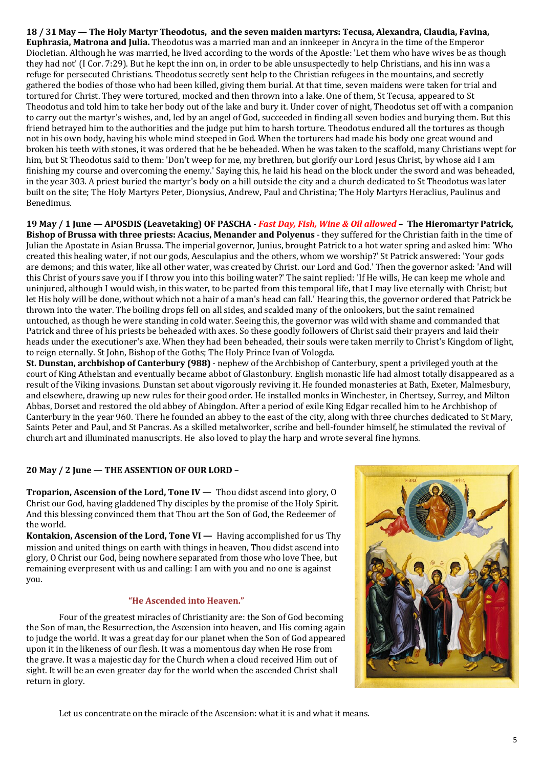**18 / 31 May — The Holy Martyr Theodotus, and the seven maiden martyrs: Tecusa, Alexandra, Claudia, Favina, Euphrasia, Matrona and Julia.** Theodotus was a married man and an innkeeper in Ancyra in the time of the Emperor Diocletian. Although he was married, he lived according to the words of the Apostle: 'Let them who have wives be as though they had not' (I Cor. 7:29). But he kept the inn on, in order to be able unsuspectedly to help Christians, and his inn was a refuge for persecuted Christians. Theodotus secretly sent help to the Christian refugees in the mountains, and secretly gathered the bodies of those who had been killed, giving them burial. At that time, seven maidens were taken for trial and tortured for Christ. They were tortured, mocked and then thrown into a lake. One of them, St Tecusa, appeared to St Theodotus and told him to take her body out of the lake and bury it. Under cover of night, Theodotus set off with a companion to carry out the martyr's wishes, and, led by an angel of God, succeeded in finding all seven bodies and burying them. But this friend betrayed him to the authorities and the judge put him to harsh torture. Theodotus endured all the tortures as though not in his own body, having his whole mind steeped in God. When the torturers had made his body one great wound and broken his teeth with stones, it was ordered that he be beheaded. When he was taken to the scaffold, many Christians wept for him, but St Theodotus said to them: 'Don't weep for me, my brethren, but glorify our Lord Jesus Christ, by whose aid I am finishing my course and overcoming the enemy.' Saying this, he laid his head on the block under the sword and was beheaded, in the year 303. A priest buried the martyr's body on a hill outside the city and a church dedicated to St Theodotus was later built on the site; The Holy Martyrs Peter, Dionysius, Andrew, Paul and Christina; The Holy Martyrs Heraclius, Paulinus and Benedimus.

**19 May / 1 June — APOSDIS (Leavetaking) OF PASCHA -** ***Fast Day, Fish, Wine & Oil allowed*** **– The Hieromartyr Patrick, Bishop of Brussa with three priests: Acacius, Menander and Polyenus** - they suffered for the Christian faith in the time of Julian the Apostate in Asian Brussa. The imperial governor, Junius, brought Patrick to a hot water spring and asked him: 'Who created this healing water, if not our gods, Aesculapius and the others, whom we worship?' St Patrick answered: 'Your gods are demons; and this water, like all other water, was created by Christ. our Lord and God.' Then the governor asked: 'And will this Christ of yours save you if I throw you into this boiling water?' The saint replied: 'If He wills, He can keep me whole and uninjured, although I would wish, in this water, to be parted from this temporal life, that I may live eternally with Christ; but let His holy will be done, without which not a hair of a man's head can fall.' Hearing this, the governor ordered that Patrick be thrown into the water. The boiling drops fell on all sides, and scalded many of the onlookers, but the saint remained untouched, as though he were standing in cold water. Seeing this, the governor was wild with shame and commanded that Patrick and three of his priests be beheaded with axes. So these goodly followers of Christ said their prayers and laid their heads under the executioner's axe. When they had been beheaded, their souls were taken merrily to Christ's Kingdom of light, to reign eternally. St John, Bishop of the Goths; The Holy Prince Ivan of Vologda.

**St. Dunstan, archbishop of Canterbury (988)** - nephew of the Archbishop of Canterbury, spent a privileged youth at the court of King Athelstan and eventually became abbot of Glastonbury. English monastic life had almost totally disappeared as a result of the Viking invasions. Dunstan set about vigorously reviving it. He founded monasteries at Bath, Exeter, Malmesbury, and elsewhere, drawing up new rules for their good order. He installed monks in Winchester, in Chertsey, Surrey, and Milton Abbas, Dorset and restored the old abbey of Abingdon. After a period of exile King Edgar recalled him to he Archbishop of Canterbury in the year 960. There he founded an abbey to the east of the city, along with three churches dedicated to St Mary, Saints Peter and Paul, and St Pancras. As a skilled metalworker, scribe and bell-founder himself, he stimulated the revival of church art and illuminated manuscripts. He also loved to play the harp and wrote several fine hymns.

**20 May / 2 June — THE ASSENTION OF OUR LORD –**

**Troparion, Ascension of the Lord, Tone IV —** Thou didst ascend into glory, O Christ our God, having gladdened Thy disciples by the promise of the Holy Spirit. And this blessing convinced them that Thou art the Son of God, the Redeemer of the world.

**Kontakion, Ascension of the Lord, Tone VI —** Having accomplished for us Thy mission and united things on earth with things in heaven, Thou didst ascend into glory, O Christ our God, being nowhere separated from those who love Thee, but remaining everpresent with us and calling: I am with you and no one is against you.

**"He Ascended into Heaven."**

Four of the greatest miracles of Christianity are: the Son of God becoming the Son of man, the Resurrection, the Ascension into heaven, and His coming again to judge the world. It was a great day for our planet when the Son of God appeared upon it in the likeness of our flesh. It was a momentous day when He rose from the grave. It was a majestic day for the Church when a cloud received Him out of sight. It will be an even greater day for the world when the ascended Christ shall return in glory.

Let us concentrate on the miracle of the Ascension: what it is and what it means.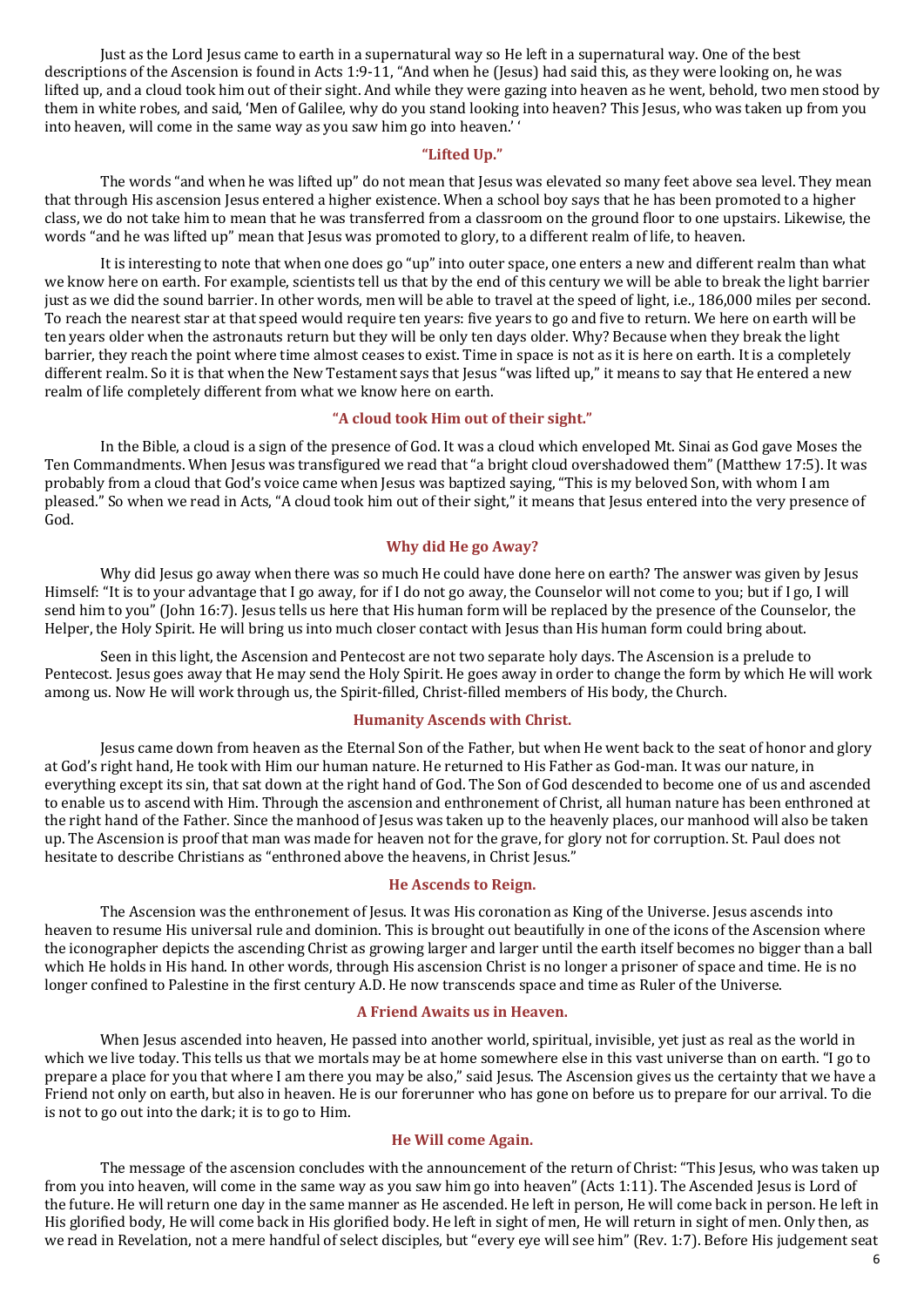Just as the Lord Jesus came to earth in a supernatural way so He left in a supernatural way. One of the best descriptions of the Ascension is found in Acts 1:9-11, "And when he (Jesus) had said this, as they were looking on, he was lifted up, and a cloud took him out of their sight. And while they were gazing into heaven as he went, behold, two men stood by them in white robes, and said, 'Men of Galilee, why do you stand looking into heaven? This Jesus, who was taken up from you into heaven, will come in the same way as you saw him go into heaven.' '

### "Lifted Up."

The words "and when he was lifted up" do not mean that Jesus was elevated so many feet above sea level. They mean that through His ascension Jesus entered a higher existence. When a school boy says that he has been promoted to a higher class, we do not take him to mean that he was transferred from a classroom on the ground floor to one upstairs. Likewise, the words "and he was lifted up" mean that Jesus was promoted to glory, to a different realm of life, to heaven.

It is interesting to note that when one does go "up" into outer space, one enters a new and different realm than what we know here on earth. For example, scientists tell us that by the end of this century we will be able to break the light barrier just as we did the sound barrier. In other words, men will be able to travel at the speed of light, i.e., 186,000 miles per second. To reach the nearest star at that speed would require ten years: five years to go and five to return. We here on earth will be ten years older when the astronauts return but they will be only ten days older. Why? Because when they break the light barrier, they reach the point where time almost ceases to exist. Time in space is not as it is here on earth. It is a completely different realm. So it is that when the New Testament says that Jesus "was lifted up," it means to say that He entered a new realm of life completely different from what we know here on earth.

### "A cloud took Him out of their sight."

In the Bible, a cloud is a sign of the presence of God. It was a cloud which enveloped Mt. Sinai as God gave Moses the Ten Commandments. When Jesus was transfigured we read that "a bright cloud overshadowed them" (Matthew 17:5). It was probably from a cloud that God's voice came when Jesus was baptized saying, "This is my beloved Son, with whom I am pleased." So when we read in Acts, "A cloud took him out of their sight," it means that Jesus entered into the very presence of God.

### Why did He go Away?

Why did Jesus go away when there was so much He could have done here on earth? The answer was given by Jesus Himself: "It is to your advantage that I go away, for if I do not go away, the Counselor will not come to you; but if I go, I will send him to you" (John 16:7). Jesus tells us here that His human form will be replaced by the presence of the Counselor, the Helper, the Holy Spirit. He will bring us into much closer contact with Jesus than His human form could bring about.

Seen in this light, the Ascension and Pentecost are not two separate holy days. The Ascension is a prelude to Pentecost. Jesus goes away that He may send the Holy Spirit. He goes away in order to change the form by which He will work among us. Now He will work through us, the Spirit-filled, Christ-filled members of His body, the Church.

### Humanity Ascends with Christ.

Jesus came down from heaven as the Eternal Son of the Father, but when He went back to the seat of honor and glory at God's right hand, He took with Him our human nature. He returned to His Father as God-man. It was our nature, in everything except its sin, that sat down at the right hand of God. The Son of God descended to become one of us and ascended to enable us to ascend with Him. Through the ascension and enthronement of Christ, all human nature has been enthroned at the right hand of the Father. Since the manhood of Jesus was taken up to the heavenly places, our manhood will also be taken up. The Ascension is proof that man was made for heaven not for the grave, for glory not for corruption. St. Paul does not hesitate to describe Christians as "enthroned above the heavens, in Christ Jesus."

### He Ascends to Reign.

The Ascension was the enthronement of Jesus. It was His coronation as King of the Universe. Jesus ascends into heaven to resume His universal rule and dominion. This is brought out beautifully in one of the icons of the Ascension where the iconographer depicts the ascending Christ as growing larger and larger until the earth itself becomes no bigger than a ball which He holds in His hand. In other words, through His ascension Christ is no longer a prisoner of space and time. He is no longer confined to Palestine in the first century A.D. He now transcends space and time as Ruler of the Universe.

### A Friend Awaits us in Heaven.

When Jesus ascended into heaven, He passed into another world, spiritual, invisible, yet just as real as the world in which we live today. This tells us that we mortals may be at home somewhere else in this vast universe than on earth. "I go to prepare a place for you that where I am there you may be also," said Jesus. The Ascension gives us the certainty that we have a Friend not only on earth, but also in heaven. He is our forerunner who has gone on before us to prepare for our arrival. To die is not to go out into the dark; it is to go to Him.

### He Will come Again.

The message of the ascension concludes with the announcement of the return of Christ: "This Jesus, who was taken up from you into heaven, will come in the same way as you saw him go into heaven" (Acts 1:11). The Ascended Jesus is Lord of the future. He will return one day in the same manner as He ascended. He left in person, He will come back in person. He left in His glorified body, He will come back in His glorified body. He left in sight of men, He will return in sight of men. Only then, as we read in Revelation, not a mere handful of select disciples, but "every eye will see him" (Rev. 1:7). Before His judgement seat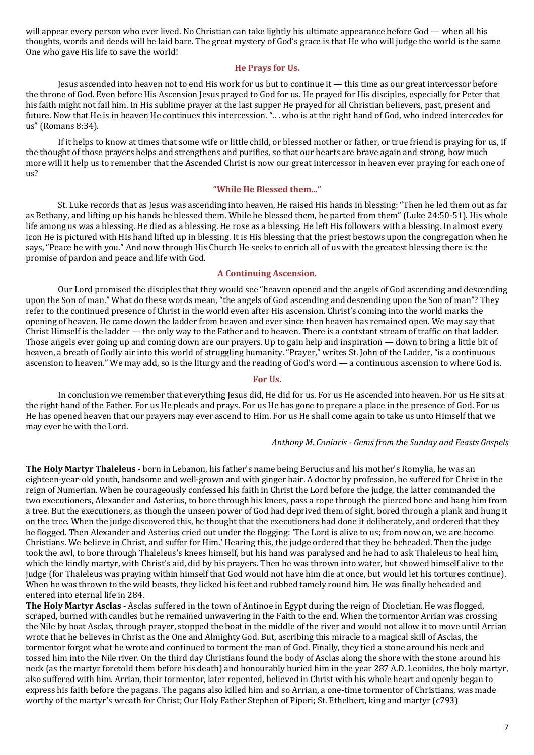will appear every person who ever lived. No Christian can take lightly his ultimate appearance before God — when all his thoughts, words and deeds will be laid bare. The great mystery of God's grace is that He who will judge the world is the same One who gave His life to save the world!

### He Prays for Us.

Jesus ascended into heaven not to end His work for us but to continue it — this time as our great intercessor before the throne of God. Even before His Ascension Jesus prayed to God for us. He prayed for His disciples, especially for Peter that his faith might not fail him. In His sublime prayer at the last supper He prayed for all Christian believers, past, present and future. Now that He is in heaven He continues this intercession. ".. . who is at the right hand of God, who indeed intercedes for us" (Romans 8:34).

If it helps to know at times that some wife or little child, or blessed mother or father, or true friend is praying for us, if the thought of those prayers helps and strengthens and purifies, so that our hearts are brave again and strong, how much more will it help us to remember that the Ascended Christ is now our great intercessor in heaven ever praying for each one of us?

### "While He Blessed them..."

St. Luke records that as Jesus was ascending into heaven, He raised His hands in blessing: "Then he led them out as far as Bethany, and lifting up his hands he blessed them. While he blessed them, he parted from them" (Luke 24:50-51). His whole life among us was a blessing. He died as a blessing. He rose as a blessing. He left His followers with a blessing. In almost every icon He is pictured with His hand lifted up in blessing. It is His blessing that the priest bestows upon the congregation when he says, "Peace be with you." And now through His Church He seeks to enrich all of us with the greatest blessing there is: the promise of pardon and peace and life with God.

### A Continuing Ascension.

Our Lord promised the disciples that they would see "heaven opened and the angels of God ascending and descending upon the Son of man." What do these words mean, "the angels of God ascending and descending upon the Son of man"? They refer to the continued presence of Christ in the world even after His ascension. Christ's coming into the world marks the opening of heaven. He came down the ladder from heaven and ever since then heaven has remained open. We may say that Christ Himself is the ladder — the only way to the Father and to heaven. There is a contstant stream of traffic on that ladder. Those angels ever going up and coming down are our prayers. Up to gain help and inspiration — down to bring a little bit of heaven, a breath of Godly air into this world of struggling humanity. "Prayer," writes St. John of the Ladder, "is a continuous ascension to heaven." We may add, so is the liturgy and the reading of God's word — a continuous ascension to where God is.

### For Us.

In conclusion we remember that everything Jesus did, He did for us. For us He ascended into heaven. For us He sits at the right hand of the Father. For us He pleads and prays. For us He has gone to prepare a place in the presence of God. For us He has opened heaven that our prayers may ever ascend to Him. For us He shall come again to take us unto Himself that we may ever be with the Lord.

*Anthony M. Coniaris - Gems from the Sunday and Feasts Gospels*

**The Holy Martyr Thaleleus** - born in Lebanon, his father's name being Berucius and his mother's Romylia, he was an eighteen-year-old youth, handsome and well-grown and with ginger hair. A doctor by profession, he suffered for Christ in the reign of Numerian. When he courageously confessed his faith in Christ the Lord before the judge, the latter commanded the two executioners, Alexander and Asterius, to bore through his knees, pass a rope through the pierced bone and hang him from a tree. But the executioners, as though the unseen power of God had deprived them of sight, bored through a plank and hung it on the tree. When the judge discovered this, he thought that the executioners had done it deliberately, and ordered that they be flogged. Then Alexander and Asterius cried out under the flogging: 'The Lord is alive to us; from now on, we are become Christians. We believe in Christ, and suffer for Him.' Hearing this, the judge ordered that they be beheaded. Then the judge took the awl, to bore through Thaleleus's knees himself, but his hand was paralysed and he had to ask Thaleleus to heal him, which the kindly martyr, with Christ's aid, did by his prayers. Then he was thrown into water, but showed himself alive to the judge (for Thaleleus was praying within himself that God would not have him die at once, but would let his tortures continue). When he was thrown to the wild beasts, they licked his feet and rubbed tamely round him. He was finally beheaded and entered into eternal life in 284.

**The Holy Martyr Asclas -** Asclas suffered in the town of Antinoe in Egypt during the reign of Diocletian. He was flogged, scraped, burned with candles but he remained unwavering in the Faith to the end. When the tormentor Arrian was crossing the Nile by boat Asclas, through prayer, stopped the boat in the middle of the river and would not allow it to move until Arrian wrote that he believes in Christ as the One and Almighty God. But, ascribing this miracle to a magical skill of Asclas, the tormentor forgot what he wrote and continued to torment the man of God. Finally, they tied a stone around his neck and tossed him into the Nile river. On the third day Christians found the body of Asclas along the shore with the stone around his neck (as the martyr foretold them before his death) and honourably buried him in the year 287 A.D. Leonides, the holy martyr, also suffered with him. Arrian, their tormentor, later repented, believed in Christ with his whole heart and openly began to express his faith before the pagans. The pagans also killed him and so Arrian, a one-time tormentor of Christians, was made worthy of the martyr's wreath for Christ; Our Holy Father Stephen of Piperi; St. Ethelbert, king and martyr (c793)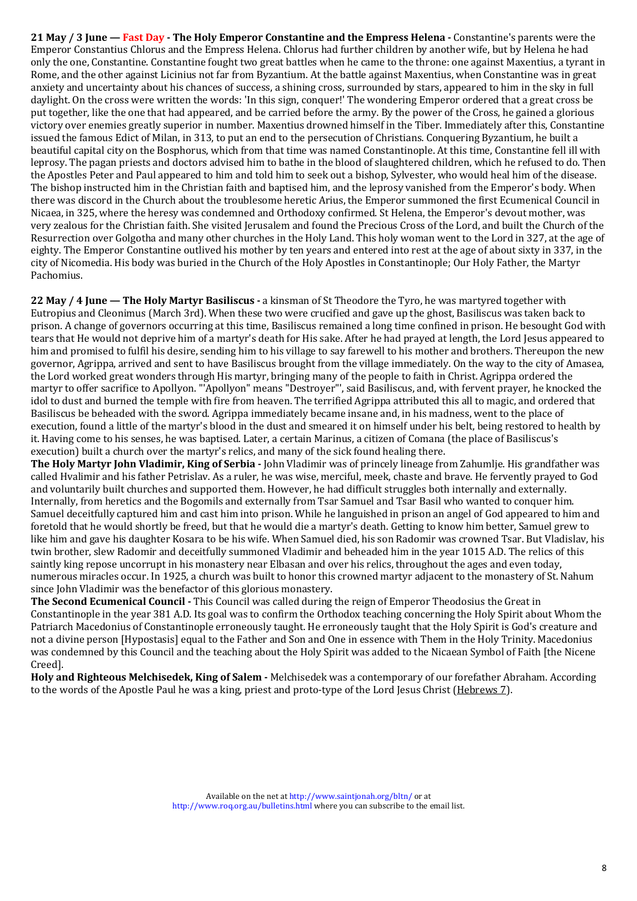**21 May / 3 June — Fast Day - The Holy Emperor Constantine and the Empress Helena -** Constantine's parents were the Emperor Constantius Chlorus and the Empress Helena. Chlorus had further children by another wife, but by Helena he had only the one, Constantine. Constantine fought two great battles when he came to the throne: one against Maxentius, a tyrant in Rome, and the other against Licinius not far from Byzantium. At the battle against Maxentius, when Constantine was in great anxiety and uncertainty about his chances of success, a shining cross, surrounded by stars, appeared to him in the sky in full daylight. On the cross were written the words: 'In this sign, conquer!' The wondering Emperor ordered that a great cross be put together, like the one that had appeared, and be carried before the army. By the power of the Cross, he gained a glorious victory over enemies greatly superior in number. Maxentius drowned himself in the Tiber. Immediately after this, Constantine issued the famous Edict of Milan, in 313, to put an end to the persecution of Christians. Conquering Byzantium, he built a beautiful capital city on the Bosphorus, which from that time was named Constantinople. At this time, Constantine fell ill with leprosy. The pagan priests and doctors advised him to bathe in the blood of slaughtered children, which he refused to do. Then the Apostles Peter and Paul appeared to him and told him to seek out a bishop, Sylvester, who would heal him of the disease. The bishop instructed him in the Christian faith and baptised him, and the leprosy vanished from the Emperor's body. When there was discord in the Church about the troublesome heretic Arius, the Emperor summoned the first Ecumenical Council in Nicaea, in 325, where the heresy was condemned and Orthodoxy confirmed. St Helena, the Emperor's devout mother, was very zealous for the Christian faith. She visited Jerusalem and found the Precious Cross of the Lord, and built the Church of the Resurrection over Golgotha and many other churches in the Holy Land. This holy woman went to the Lord in 327, at the age of eighty. The Emperor Constantine outlived his mother by ten years and entered into rest at the age of about sixty in 337, in the city of Nicomedia. His body was buried in the Church of the Holy Apostles in Constantinople; Our Holy Father, the Martyr Pachomius.

**22 May / 4 June — The Holy Martyr Basiliscus -** a kinsman of St Theodore the Tyro, he was martyred together with Eutropius and Cleonimus (March 3rd). When these two were crucified and gave up the ghost, Basiliscus was taken back to prison. A change of governors occurring at this time, Basiliscus remained a long time confined in prison. He besought God with tears that He would not deprive him of a martyr's death for His sake. After he had prayed at length, the Lord Jesus appeared to him and promised to fulfil his desire, sending him to his village to say farewell to his mother and brothers. Thereupon the new governor, Agrippa, arrived and sent to have Basiliscus brought from the village immediately. On the way to the city of Amasea, the Lord worked great wonders through His martyr, bringing many of the people to faith in Christ. Agrippa ordered the martyr to offer sacrifice to Apollyon. "'Apollyon" means "Destroyer"', said Basiliscus, and, with fervent prayer, he knocked the idol to dust and burned the temple with fire from heaven. The terrified Agrippa attributed this all to magic, and ordered that Basiliscus be beheaded with the sword. Agrippa immediately became insane and, in his madness, went to the place of execution, found a little of the martyr's blood in the dust and smeared it on himself under his belt, being restored to health by it. Having come to his senses, he was baptised. Later, a certain Marinus, a citizen of Comana (the place of Basiliscus's execution) built a church over the martyr's relics, and many of the sick found healing there.

**The Holy Martyr John Vladimir, King of Serbia -** John Vladimir was of princely lineage from Zahumlje. His grandfather was called Hvalimir and his father Petrislav. As a ruler, he was wise, merciful, meek, chaste and brave. He fervently prayed to God and voluntarily built churches and supported them. However, he had difficult struggles both internally and externally. Internally, from heretics and the Bogomils and externally from Tsar Samuel and Tsar Basil who wanted to conquer him. Samuel deceitfully captured him and cast him into prison. While he languished in prison an angel of God appeared to him and foretold that he would shortly be freed, but that he would die a martyr's death. Getting to know him better, Samuel grew to like him and gave his daughter Kosara to be his wife. When Samuel died, his son Radomir was crowned Tsar. But Vladislav, his twin brother, slew Radomir and deceitfully summoned Vladimir and beheaded him in the year 1015 A.D. The relics of this saintly king repose uncorrupt in his monastery near Elbasan and over his relics, throughout the ages and even today, numerous miracles occur. In 1925, a church was built to honor this crowned martyr adjacent to the monastery of St. Nahum since John Vladimir was the benefactor of this glorious monastery.

**The Second Ecumenical Council -** This Council was called during the reign of Emperor Theodosius the Great in Constantinople in the year 381 A.D. Its goal was to confirm the Orthodox teaching concerning the Holy Spirit about Whom the Patriarch Macedonius of Constantinople erroneously taught. He erroneously taught that the Holy Spirit is God's creature and not a divine person [Hypostasis] equal to the Father and Son and One in essence with Them in the Holy Trinity. Macedonius was condemned by this Council and the teaching about the Holy Spirit was added to the Nicaean Symbol of Faith [the Nicene Creed].

**Holy and Righteous Melchisedek, King of Salem -** Melchisedek was a contemporary of our forefather Abraham. According to the words of the Apostle Paul he was a king, priest and proto-type of the Lord Jesus Christ (Hebrews 7).

Available on the net at http://www.saintjonah.org/bltn/ or at http://www.roq.org.au/bulletins.html where you can subscribe to the email list.